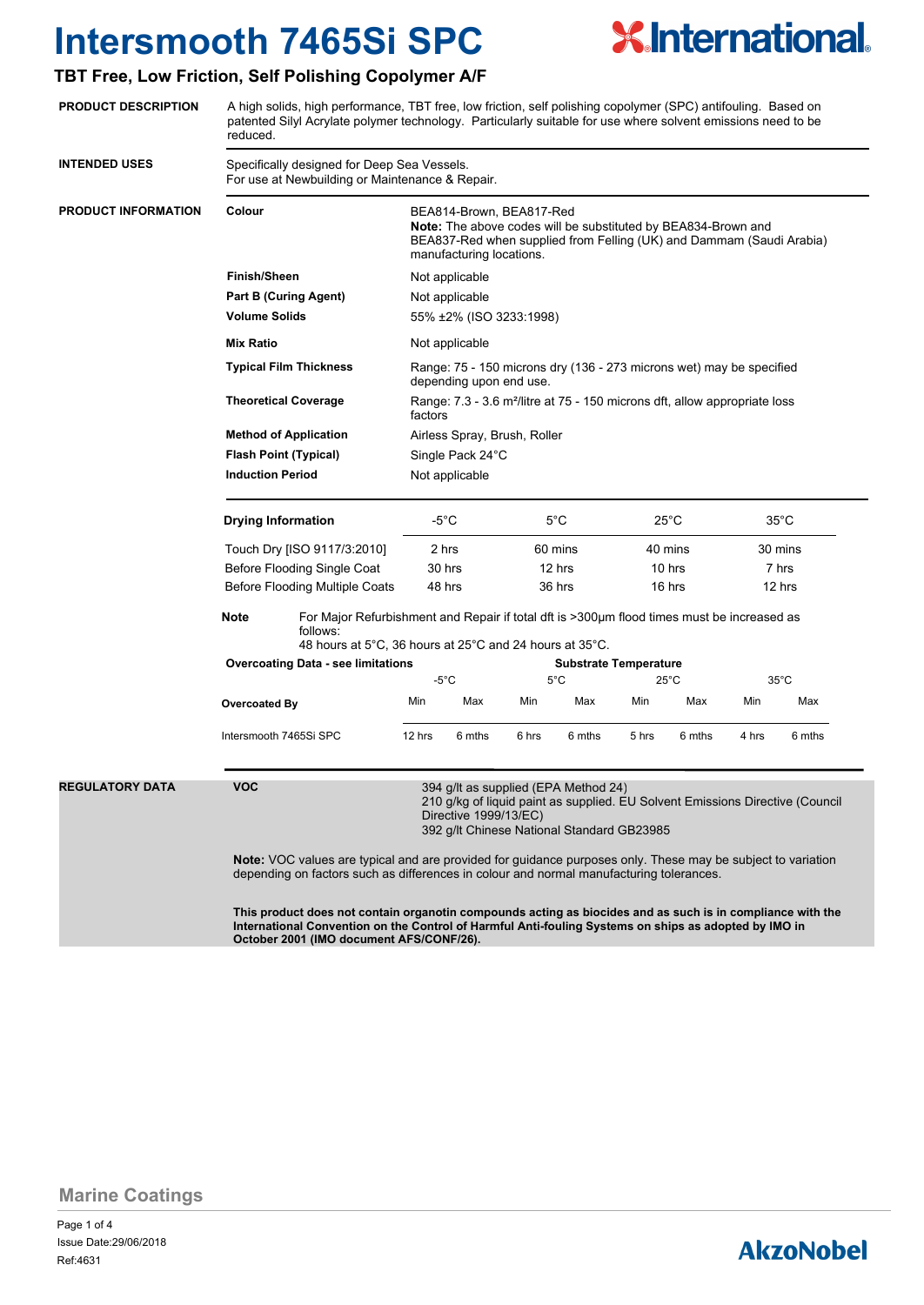# Intersmooth 7465Si SPC

## TBT Free, Low Friction, Self Polishing Copolymer A/F

**PRODUCT DESCRIPTION**

A high solids, high performance, TBT free, low friction, self polishing copolymer (SPC) antifouling. Based on patented Silyl Acrylate polymer technology. Particularly suitable for use where solvent emissions need to be reduced.

**INTENDED USES**

Specifically designed for Deep Sea Vessels.
For use at Newbuilding or Maintenance & Repair.

**PRODUCT INFORMATION**

| | |
|---|---|
| **Colour** | BEA814-Brown, BEA817-Red<br>**Note:** The above codes will be substituted by BEA834-Brown and BEA837-Red when supplied from Felling (UK) and Dammam (Saudi Arabia) manufacturing locations. |
| **Finish/Sheen** | Not applicable |
| **Part B (Curing Agent)** | Not applicable |
| **Volume Solids** | 55% ±2% (ISO 3233:1998) |
| **Mix Ratio** | Not applicable |
| **Typical Film Thickness** | Range: 75 - 150 microns dry (136 - 273 microns wet) may be specified depending upon end use. |
| **Theoretical Coverage** | Range: 7.3 - 3.6 m²/litre at 75 - 150 microns dft, allow appropriate loss factors |
| **Method of Application** | Airless Spray, Brush, Roller |
| **Flash Point (Typical)** | Single Pack 24°C |
| **Induction Period** | Not applicable |

| **Drying Information** | -5°C | 5°C | 25°C | 35°C |
|---|---|---|---|---|
| Touch Dry [ISO 9117/3:2010] | 2 hrs | 60 mins | 40 mins | 30 mins |
| Before Flooding Single Coat | 30 hrs | 12 hrs | 10 hrs | 7 hrs |
| Before Flooding Multiple Coats | 48 hrs | 36 hrs | 16 hrs | 12 hrs |

**Note** For Major Refurbishment and Repair if total dft is >300µm flood times must be increased as follows:
48 hours at 5°C, 36 hours at 25°C and 24 hours at 35°C.

| **Overcoating Data - see limitations** | Substrate Temperature | | | | | | | |
|---|---|---|---|---|---|---|---|---|
| | -5°C | | 5°C | | 25°C | | 35°C | |
| **Overcoated By** | Min | Max | Min | Max | Min | Max | Min | Max |
| Intersmooth 7465Si SPC | 12 hrs | 6 mths | 6 hrs | 6 mths | 5 hrs | 6 mths | 4 hrs | 6 mths |

**REGULATORY DATA**

**VOC**

394 g/lt as supplied (EPA Method 24)
210 g/kg of liquid paint as supplied. EU Solvent Emissions Directive (Council Directive 1999/13/EC)
392 g/lt Chinese National Standard GB23985

**Note:** VOC values are typical and are provided for guidance purposes only. These may be subject to variation depending on factors such as differences in colour and normal manufacturing tolerances.

**This product does not contain organotin compounds acting as biocides and as such is in compliance with the International Convention on the Control of Harmful Anti-fouling Systems on ships as adopted by IMO in October 2001 (IMO document AFS/CONF/26).**

Marine Coatings

Issue Date:29/06/2018
Ref:4631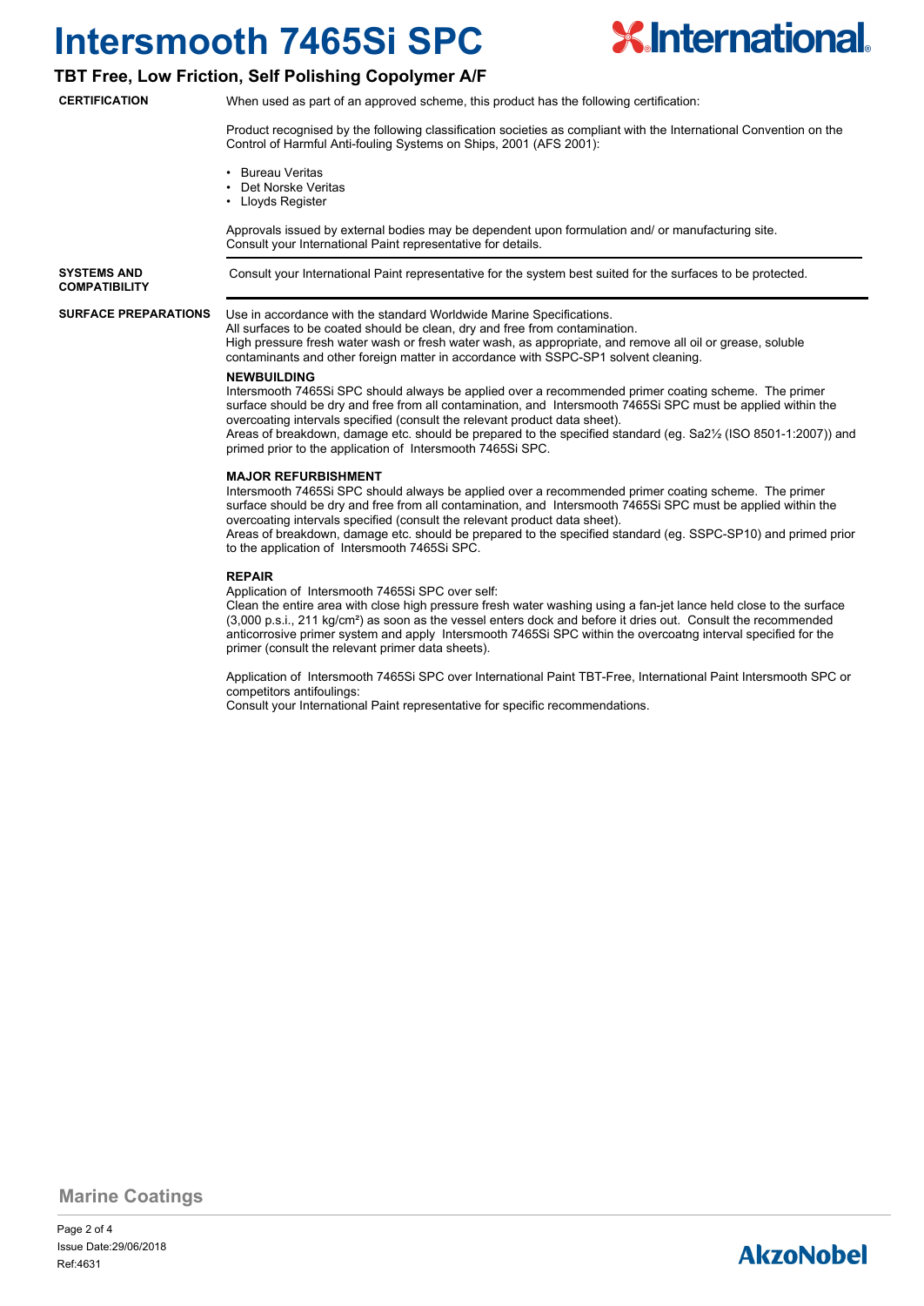# Intersmooth 7465Si SPC

## TBT Free, Low Friction, Self Polishing Copolymer A/F

**CERTIFICATION**

When used as part of an approved scheme, this product has the following certification:

Product recognised by the following classification societies as compliant with the International Convention on the Control of Harmful Anti-fouling Systems on Ships, 2001 (AFS 2001):

- Bureau Veritas
- Det Norske Veritas
- Lloyds Register

Approvals issued by external bodies may be dependent upon formulation and/ or manufacturing site. Consult your International Paint representative for details.

**SYSTEMS AND COMPATIBILITY**

Consult your International Paint representative for the system best suited for the surfaces to be protected.

**SURFACE PREPARATIONS**

Use in accordance with the standard Worldwide Marine Specifications.
All surfaces to be coated should be clean, dry and free from contamination.
High pressure fresh water wash or fresh water wash, as appropriate, and remove all oil or grease, soluble contaminants and other foreign matter in accordance with SSPC-SP1 solvent cleaning.

**NEWBUILDING**

Intersmooth 7465Si SPC should always be applied over a recommended primer coating scheme. The primer surface should be dry and free from all contamination, and Intersmooth 7465Si SPC must be applied within the overcoating intervals specified (consult the relevant product data sheet).
Areas of breakdown, damage etc. should be prepared to the specified standard (eg. Sa2½ (ISO 8501-1:2007)) and primed prior to the application of Intersmooth 7465Si SPC.

**MAJOR REFURBISHMENT**

Intersmooth 7465Si SPC should always be applied over a recommended primer coating scheme. The primer surface should be dry and free from all contamination, and Intersmooth 7465Si SPC must be applied within the overcoating intervals specified (consult the relevant product data sheet).
Areas of breakdown, damage etc. should be prepared to the specified standard (eg. SSPC-SP10) and primed prior to the application of Intersmooth 7465Si SPC.

**REPAIR**

Application of Intersmooth 7465Si SPC over self:
Clean the entire area with close high pressure fresh water washing using a fan-jet lance held close to the surface (3,000 p.s.i., 211 kg/cm²) as soon as the vessel enters dock and before it dries out. Consult the recommended anticorrosive primer system and apply Intersmooth 7465Si SPC within the overcoatng interval specified for the primer (consult the relevant primer data sheets).

Application of Intersmooth 7465Si SPC over International Paint TBT-Free, International Paint Intersmooth SPC or competitors antifoulings:
Consult your International Paint representative for specific recommendations.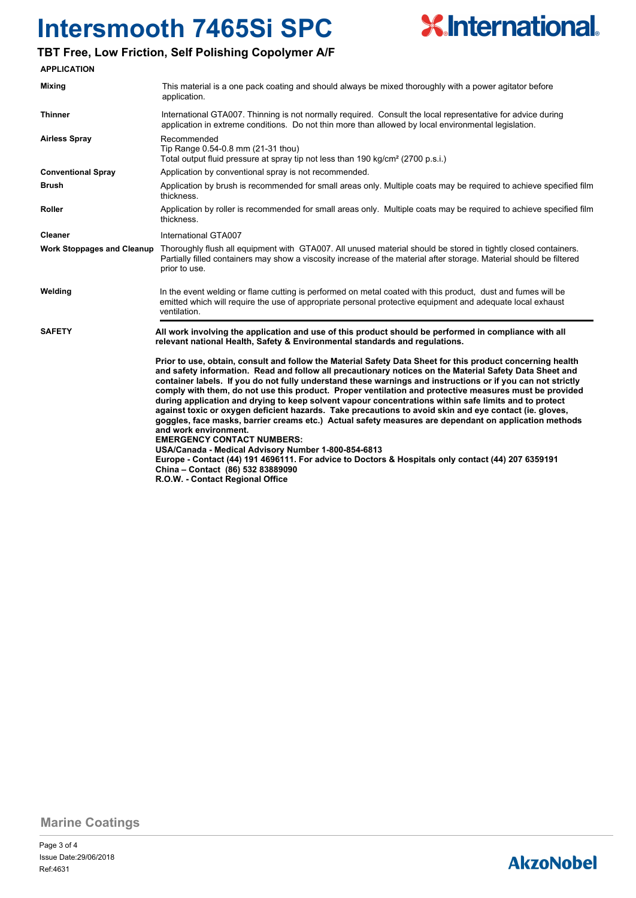# Intersmooth 7465Si SPC

## TBT Free, Low Friction, Self Polishing Copolymer A/F

### APPLICATION

| | |
|---|---|
| **Mixing** | This material is a one pack coating and should always be mixed thoroughly with a power agitator before application. |
| **Thinner** | International GTA007. Thinning is not normally required. Consult the local representative for advice during application in extreme conditions. Do not thin more than allowed by local environmental legislation. |
| **Airless Spray** | Recommended<br>Tip Range 0.54-0.8 mm (21-31 thou)<br>Total output fluid pressure at spray tip not less than 190 kg/cm² (2700 p.s.i.) |
| **Conventional Spray** | Application by conventional spray is not recommended. |
| **Brush** | Application by brush is recommended for small areas only. Multiple coats may be required to achieve specified film thickness. |
| **Roller** | Application by roller is recommended for small areas only. Multiple coats may be required to achieve specified film thickness. |
| **Cleaner** | International GTA007 |
| **Work Stoppages and Cleanup** | Thoroughly flush all equipment with GTA007. All unused material should be stored in tightly closed containers. Partially filled containers may show a viscosity increase of the material after storage. Material should be filtered prior to use. |
| **Welding** | In the event welding or flame cutting is performed on metal coated with this product, dust and fumes will be emitted which will require the use of appropriate personal protective equipment and adequate local exhaust ventilation. |

### SAFETY

**All work involving the application and use of this product should be performed in compliance with all relevant national Health, Safety & Environmental standards and regulations.**

**Prior to use, obtain, consult and follow the Material Safety Data Sheet for this product concerning health and safety information. Read and follow all precautionary notices on the Material Safety Data Sheet and container labels. If you do not fully understand these warnings and instructions or if you can not strictly comply with them, do not use this product. Proper ventilation and protective measures must be provided during application and drying to keep solvent vapour concentrations within safe limits and to protect against toxic or oxygen deficient hazards. Take precautions to avoid skin and eye contact (ie. gloves, goggles, face masks, barrier creams etc.) Actual safety measures are dependant on application methods and work environment.**

**EMERGENCY CONTACT NUMBERS:**
**USA/Canada - Medical Advisory Number 1-800-854-6813**
**Europe - Contact (44) 191 4696111. For advice to Doctors & Hospitals only contact (44) 207 6359191**
**China – Contact (86) 532 83889090**
**R.O.W. - Contact Regional Office**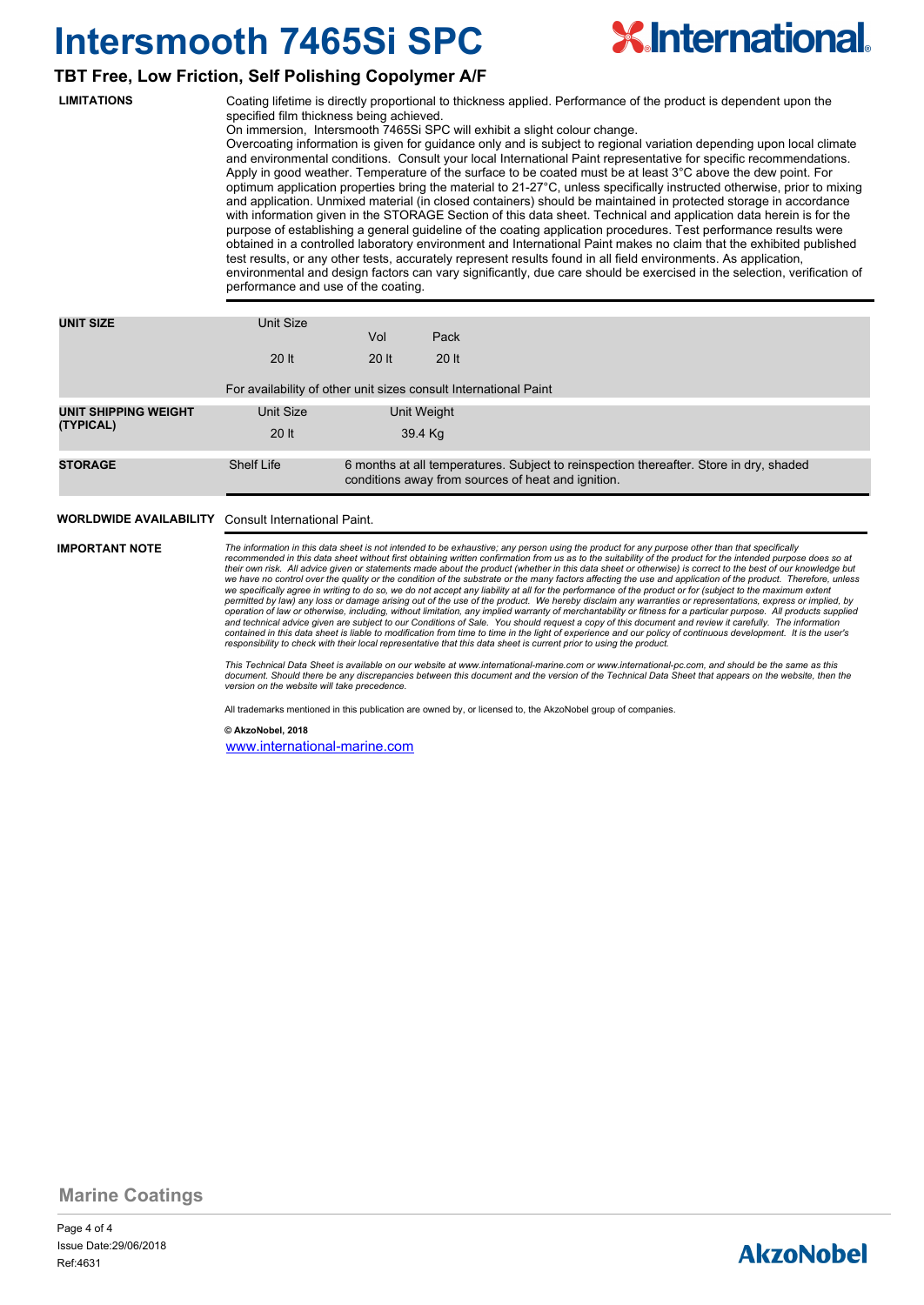**LIMITATIONS**

Coating lifetime is directly proportional to thickness applied. Performance of the product is dependent upon the specified film thickness being achieved.
On immersion, Intersmooth 7465Si SPC will exhibit a slight colour change.
Overcoating information is given for guidance only and is subject to regional variation depending upon local climate and environmental conditions. Consult your local International Paint representative for specific recommendations. Apply in good weather. Temperature of the surface to be coated must be at least 3°C above the dew point. For optimum application properties bring the material to 21-27°C, unless specifically instructed otherwise, prior to mixing and application. Unmixed material (in closed containers) should be maintained in protected storage in accordance with information given in the STORAGE Section of this data sheet. Technical and application data herein is for the purpose of establishing a general guideline of the coating application procedures. Test performance results were obtained in a controlled laboratory environment and International Paint makes no claim that the exhibited published test results, or any other tests, accurately represent results found in all field environments. As application, environmental and design factors can vary significantly, due care should be exercised in the selection, verification of performance and use of the coating.

**UNIT SIZE**

| Unit Size | Vol | Pack |
|---|---|---|
| 20 lt | 20 lt | 20 lt |

For availability of other unit sizes consult International Paint

**UNIT SHIPPING WEIGHT (TYPICAL)**

| Unit Size | Unit Weight |
|---|---|
| 20 lt | 39.4 Kg |

**STORAGE**

| | |
|---|---|
| Shelf Life | 6 months at all temperatures. Subject to reinspection thereafter. Store in dry, shaded conditions away from sources of heat and ignition. |

**WORLDWIDE AVAILABILITY** Consult International Paint.

**IMPORTANT NOTE**

*The information in this data sheet is not intended to be exhaustive; any person using the product for any purpose other than that specifically recommended in this data sheet without first obtaining written confirmation from us as to the suitability of the product for the intended purpose does so at their own risk. All advice given or statements made about the product (whether in this data sheet or otherwise) is correct to the best of our knowledge but we have no control over the quality or the condition of the substrate or the many factors affecting the use and application of the product. Therefore, unless we specifically agree in writing to do so, we do not accept any liability at all for the performance of the product or for (subject to the maximum extent permitted by law) any loss or damage arising out of the use of the product. We hereby disclaim any warranties or representations, express or implied, by operation of law or otherwise, including, without limitation, any implied warranty of merchantability or fitness for a particular purpose. All products supplied and technical advice given are subject to our Conditions of Sale. You should request a copy of this document and review it carefully. The information contained in this data sheet is liable to modification from time to time in the light of experience and our policy of continuous development. It is the user's responsibility to check with their local representative that this data sheet is current prior to using the product.*

*This Technical Data Sheet is available on our website at www.international-marine.com or www.international-pc.com, and should be the same as this document. Should there be any discrepancies between this document and the version of the Technical Data Sheet that appears on the website, then the version on the website will take precedence.*

All trademarks mentioned in this publication are owned by, or licensed to, the AkzoNobel group of companies.

**© AkzoNobel, 2018**

www.international-marine.com